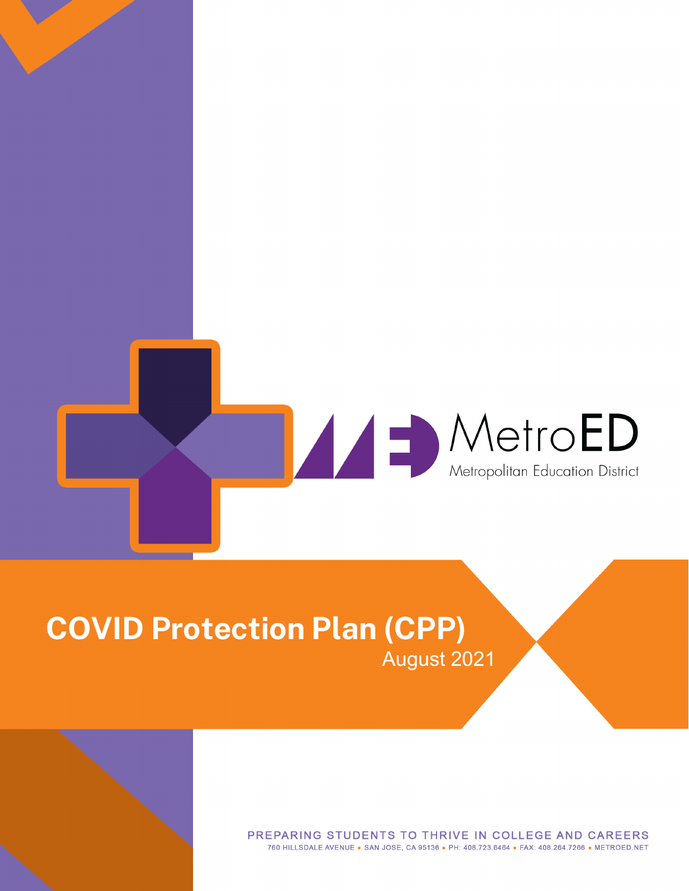MetroED

Metropolitan Education District

# COVID Protection Plan (CPP)

August 2021

PREPARING STUDENTS TO THRIVE IN COLLEGE AND CAREERS

760 HILLSDALE AVENUE • SAN JOSE, CA 95136 • PH: 408.723.6464 • FAX: 408.264.7266 • METROED.NET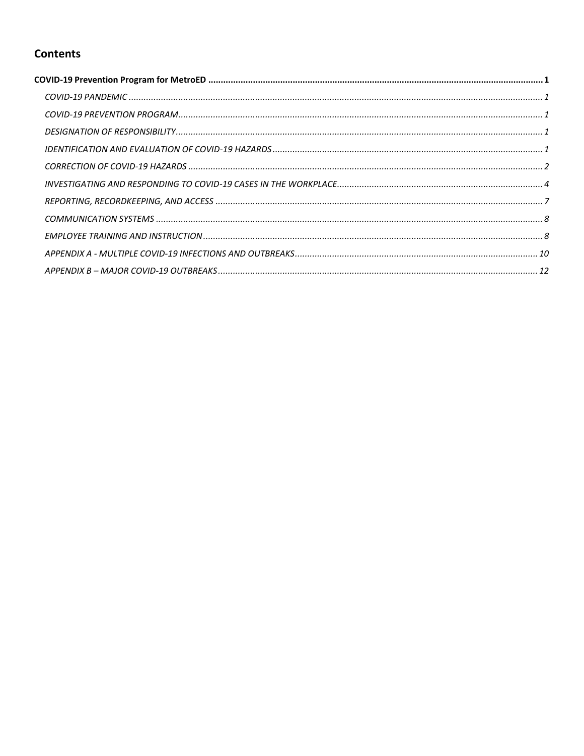## Contents

**COVID-19 Prevention Program for MetroED** .......... **1**

- *COVID-19 PANDEMIC* .......... *1*
- *COVID-19 PREVENTION PROGRAM* .......... *1*
- *DESIGNATION OF RESPONSIBILITY* .......... *1*
- *IDENTIFICATION AND EVALUATION OF COVID-19 HAZARDS* .......... *1*
- *CORRECTION OF COVID-19 HAZARDS* .......... *2*
- *INVESTIGATING AND RESPONDING TO COVID-19 CASES IN THE WORKPLACE* .......... *4*
- *REPORTING, RECORDKEEPING, AND ACCESS* .......... *7*
- *COMMUNICATION SYSTEMS* .......... *8*
- *EMPLOYEE TRAINING AND INSTRUCTION* .......... *8*
- *APPENDIX A - MULTIPLE COVID-19 INFECTIONS AND OUTBREAKS* .......... *10*
- *APPENDIX B – MAJOR COVID-19 OUTBREAKS* .......... *12*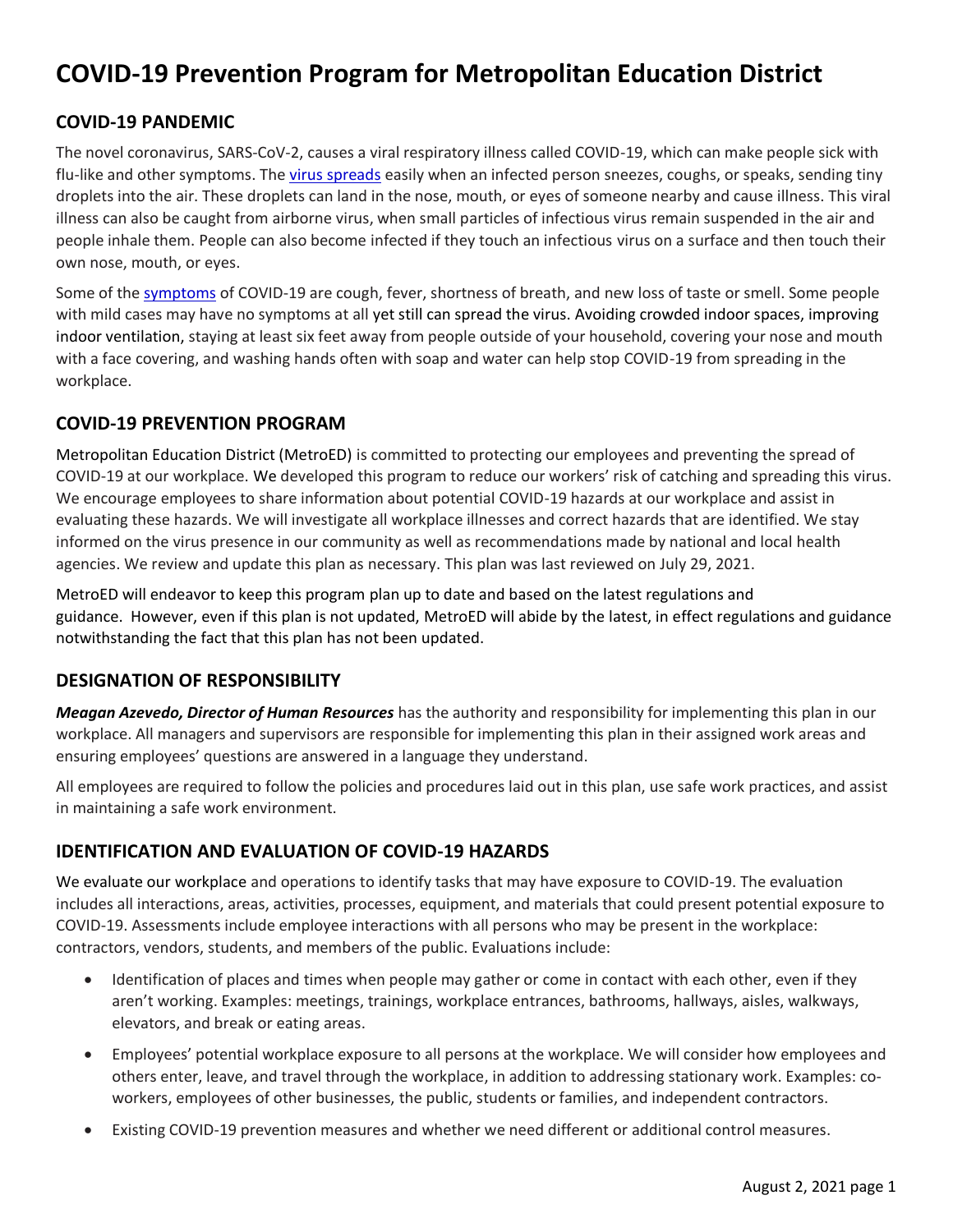# COVID-19 Prevention Program for Metropolitan Education District

## COVID-19 PANDEMIC

The novel coronavirus, SARS-CoV-2, causes a viral respiratory illness called COVID-19, which can make people sick with flu-like and other symptoms. The virus spreads easily when an infected person sneezes, coughs, or speaks, sending tiny droplets into the air. These droplets can land in the nose, mouth, or eyes of someone nearby and cause illness. This viral illness can also be caught from airborne virus, when small particles of infectious virus remain suspended in the air and people inhale them. People can also become infected if they touch an infectious virus on a surface and then touch their own nose, mouth, or eyes.

Some of the symptoms of COVID-19 are cough, fever, shortness of breath, and new loss of taste or smell. Some people with mild cases may have no symptoms at all yet still can spread the virus. Avoiding crowded indoor spaces, improving indoor ventilation, staying at least six feet away from people outside of your household, covering your nose and mouth with a face covering, and washing hands often with soap and water can help stop COVID-19 from spreading in the workplace.

## COVID-19 PREVENTION PROGRAM

Metropolitan Education District (MetroED) is committed to protecting our employees and preventing the spread of COVID-19 at our workplace. We developed this program to reduce our workers' risk of catching and spreading this virus. We encourage employees to share information about potential COVID-19 hazards at our workplace and assist in evaluating these hazards. We will investigate all workplace illnesses and correct hazards that are identified. We stay informed on the virus presence in our community as well as recommendations made by national and local health agencies. We review and update this plan as necessary. This plan was last reviewed on July 29, 2021.

MetroED will endeavor to keep this program plan up to date and based on the latest regulations and guidance. However, even if this plan is not updated, MetroED will abide by the latest, in effect regulations and guidance notwithstanding the fact that this plan has not been updated.

## DESIGNATION OF RESPONSIBILITY

***Meagan Azevedo, Director of Human Resources*** has the authority and responsibility for implementing this plan in our workplace. All managers and supervisors are responsible for implementing this plan in their assigned work areas and ensuring employees' questions are answered in a language they understand.

All employees are required to follow the policies and procedures laid out in this plan, use safe work practices, and assist in maintaining a safe work environment.

## IDENTIFICATION AND EVALUATION OF COVID-19 HAZARDS

We evaluate our workplace and operations to identify tasks that may have exposure to COVID-19. The evaluation includes all interactions, areas, activities, processes, equipment, and materials that could present potential exposure to COVID-19. Assessments include employee interactions with all persons who may be present in the workplace: contractors, vendors, students, and members of the public. Evaluations include:

- Identification of places and times when people may gather or come in contact with each other, even if they aren't working. Examples: meetings, trainings, workplace entrances, bathrooms, hallways, aisles, walkways, elevators, and break or eating areas.
- Employees' potential workplace exposure to all persons at the workplace. We will consider how employees and others enter, leave, and travel through the workplace, in addition to addressing stationary work. Examples: co-workers, employees of other businesses, the public, students or families, and independent contractors.
- Existing COVID-19 prevention measures and whether we need different or additional control measures.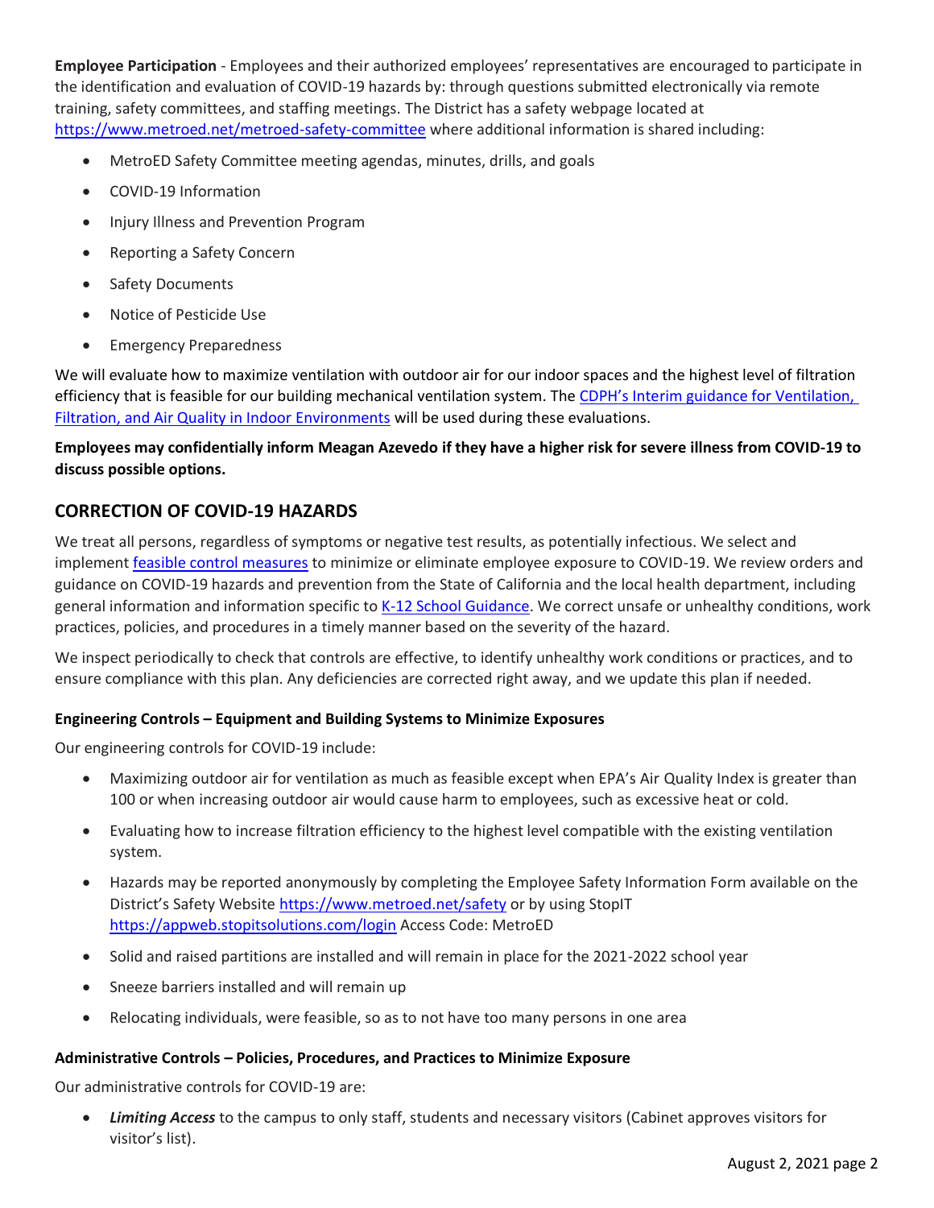**Employee Participation** - Employees and their authorized employees' representatives are encouraged to participate in the identification and evaluation of COVID-19 hazards by: through questions submitted electronically via remote training, safety committees, and staffing meetings. The District has a safety webpage located at https://www.metroed.net/metroed-safety-committee where additional information is shared including:

- MetroED Safety Committee meeting agendas, minutes, drills, and goals
- COVID-19 Information
- Injury Illness and Prevention Program
- Reporting a Safety Concern
- Safety Documents
- Notice of Pesticide Use
- Emergency Preparedness

We will evaluate how to maximize ventilation with outdoor air for our indoor spaces and the highest level of filtration efficiency that is feasible for our building mechanical ventilation system. The CDPH's Interim guidance for Ventilation, Filtration, and Air Quality in Indoor Environments will be used during these evaluations.

**Employees may confidentially inform Meagan Azevedo if they have a higher risk for severe illness from COVID-19 to discuss possible options.**

## CORRECTION OF COVID-19 HAZARDS

We treat all persons, regardless of symptoms or negative test results, as potentially infectious. We select and implement feasible control measures to minimize or eliminate employee exposure to COVID-19. We review orders and guidance on COVID-19 hazards and prevention from the State of California and the local health department, including general information and information specific to K-12 School Guidance. We correct unsafe or unhealthy conditions, work practices, policies, and procedures in a timely manner based on the severity of the hazard.

We inspect periodically to check that controls are effective, to identify unhealthy work conditions or practices, and to ensure compliance with this plan. Any deficiencies are corrected right away, and we update this plan if needed.

#### Engineering Controls – Equipment and Building Systems to Minimize Exposures

Our engineering controls for COVID-19 include:

- Maximizing outdoor air for ventilation as much as feasible except when EPA's Air Quality Index is greater than 100 or when increasing outdoor air would cause harm to employees, such as excessive heat or cold.
- Evaluating how to increase filtration efficiency to the highest level compatible with the existing ventilation system.
- Hazards may be reported anonymously by completing the Employee Safety Information Form available on the District's Safety Website https://www.metroed.net/safety or by using StopIT https://appweb.stopitsolutions.com/login Access Code: MetroED
- Solid and raised partitions are installed and will remain in place for the 2021-2022 school year
- Sneeze barriers installed and will remain up
- Relocating individuals, were feasible, so as to not have too many persons in one area

#### Administrative Controls – Policies, Procedures, and Practices to Minimize Exposure

Our administrative controls for COVID-19 are:

- ***Limiting Access*** to the campus to only staff, students and necessary visitors (Cabinet approves visitors for visitor's list).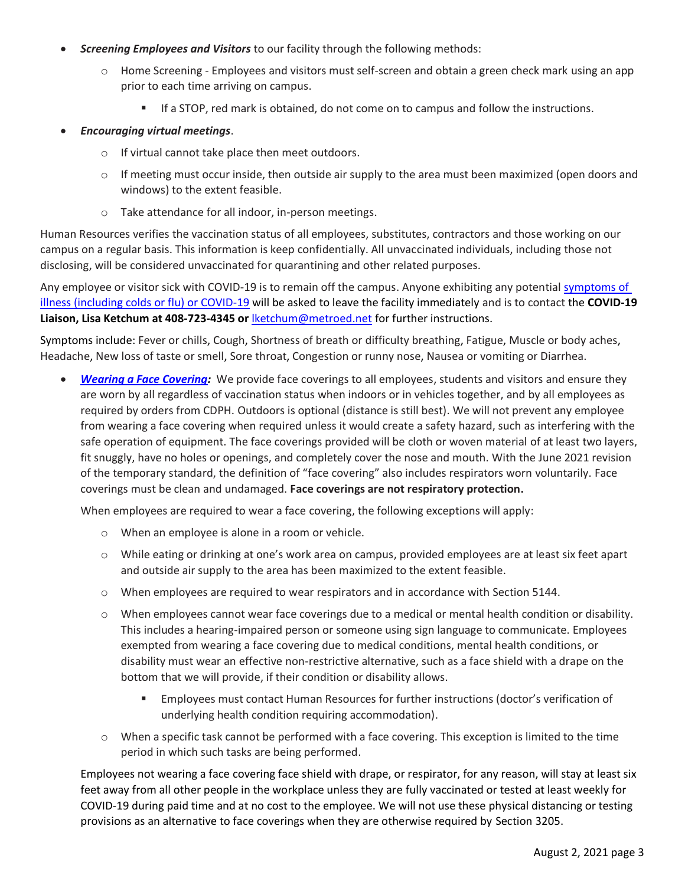- ***Screening Employees and Visitors*** to our facility through the following methods:
  - Home Screening - Employees and visitors must self-screen and obtain a green check mark using an app prior to each time arriving on campus.
    - If a STOP, red mark is obtained, do not come on to campus and follow the instructions.
- ***Encouraging virtual meetings***.
  - If virtual cannot take place then meet outdoors.
  - If meeting must occur inside, then outside air supply to the area must been maximized (open doors and windows) to the extent feasible.
  - Take attendance for all indoor, in-person meetings.

Human Resources verifies the vaccination status of all employees, substitutes, contractors and those working on our campus on a regular basis. This information is keep confidentially. All unvaccinated individuals, including those not disclosing, will be considered unvaccinated for quarantining and other related purposes.

Any employee or visitor sick with COVID-19 is to remain off the campus. Anyone exhibiting any potential [symptoms of illness (including colds or flu) or COVID-19](#) will be asked to leave the facility immediately and is to contact the **COVID-19 Liaison, Lisa Ketchum at 408-723-4345 or** [lketchum@metroed.net](mailto:lketchum@metroed.net) for further instructions.

Symptoms include: Fever or chills, Cough, Shortness of breath or difficulty breathing, Fatigue, Muscle or body aches, Headache, New loss of taste or smell, Sore throat, Congestion or runny nose, Nausea or vomiting or Diarrhea.

- ***[Wearing a Face Covering](#):*** We provide face coverings to all employees, students and visitors and ensure they are worn by all regardless of vaccination status when indoors or in vehicles together, and by all employees as required by orders from CDPH. Outdoors is optional (distance is still best). We will not prevent any employee from wearing a face covering when required unless it would create a safety hazard, such as interfering with the safe operation of equipment. The face coverings provided will be cloth or woven material of at least two layers, fit snuggly, have no holes or openings, and completely cover the nose and mouth. With the June 2021 revision of the temporary standard, the definition of "face covering" also includes respirators worn voluntarily. Face coverings must be clean and undamaged. **Face coverings are not respiratory protection.**

  When employees are required to wear a face covering, the following exceptions will apply:

  - When an employee is alone in a room or vehicle.
  - While eating or drinking at one's work area on campus, provided employees are at least six feet apart and outside air supply to the area has been maximized to the extent feasible.
  - When employees are required to wear respirators and in accordance with Section 5144.
  - When employees cannot wear face coverings due to a medical or mental health condition or disability. This includes a hearing-impaired person or someone using sign language to communicate. Employees exempted from wearing a face covering due to medical conditions, mental health conditions, or disability must wear an effective non-restrictive alternative, such as a face shield with a drape on the bottom that we will provide, if their condition or disability allows.
    - Employees must contact Human Resources for further instructions (doctor's verification of underlying health condition requiring accommodation).
  - When a specific task cannot be performed with a face covering. This exception is limited to the time period in which such tasks are being performed.

  Employees not wearing a face covering face shield with drape, or respirator, for any reason, will stay at least six feet away from all other people in the workplace unless they are fully vaccinated or tested at least weekly for COVID-19 during paid time and at no cost to the employee. We will not use these physical distancing or testing provisions as an alternative to face coverings when they are otherwise required by Section 3205.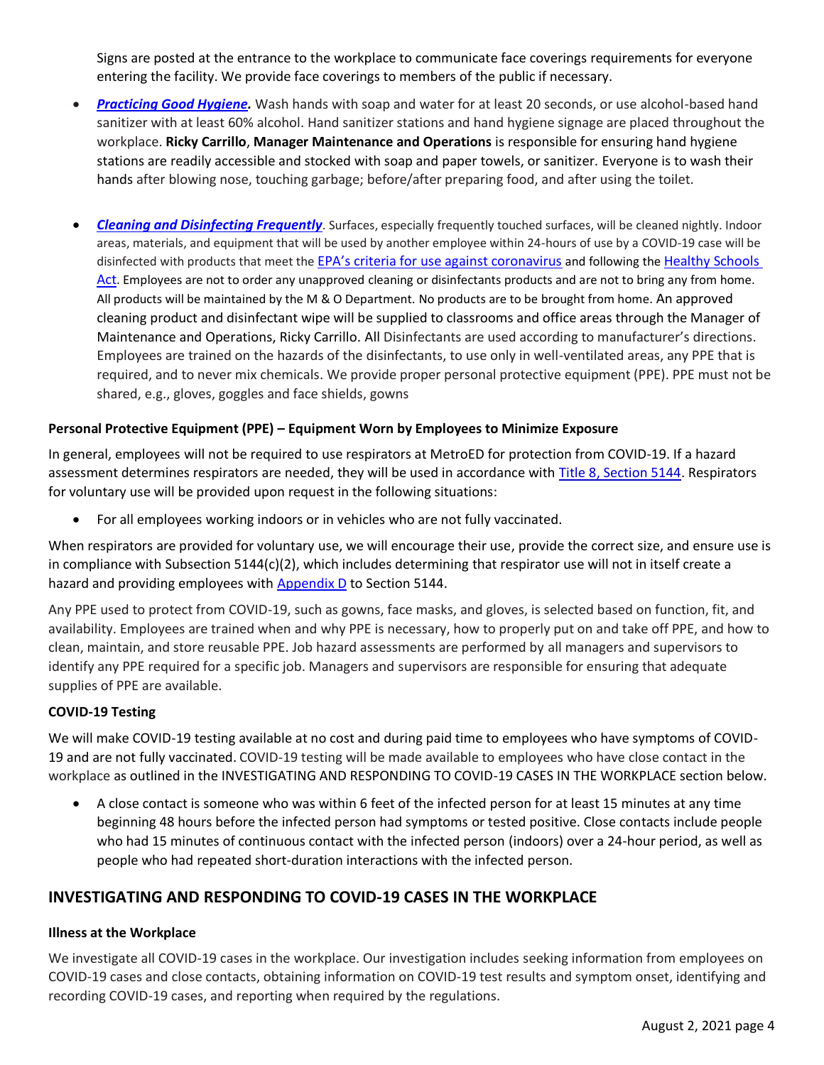Signs are posted at the entrance to the workplace to communicate face coverings requirements for everyone entering the facility. We provide face coverings to members of the public if necessary.

- ***Practicing Good Hygiene.*** Wash hands with soap and water for at least 20 seconds, or use alcohol-based hand sanitizer with at least 60% alcohol. Hand sanitizer stations and hand hygiene signage are placed throughout the workplace. **Ricky Carrillo**, **Manager Maintenance and Operations** is responsible for ensuring hand hygiene stations are readily accessible and stocked with soap and paper towels, or sanitizer. Everyone is to wash their hands after blowing nose, touching garbage; before/after preparing food, and after using the toilet.

- ***Cleaning and Disinfecting Frequently***. Surfaces, especially frequently touched surfaces, will be cleaned nightly. Indoor areas, materials, and equipment that will be used by another employee within 24-hours of use by a COVID-19 case will be disinfected with products that meet the EPA's criteria for use against coronavirus and following the Healthy Schools Act. Employees are not to order any unapproved cleaning or disinfectants products and are not to bring any from home. All products will be maintained by the M & O Department. No products are to be brought from home. An approved cleaning product and disinfectant wipe will be supplied to classrooms and office areas through the Manager of Maintenance and Operations, Ricky Carrillo. All Disinfectants are used according to manufacturer's directions. Employees are trained on the hazards of the disinfectants, to use only in well-ventilated areas, any PPE that is required, and to never mix chemicals. We provide proper personal protective equipment (PPE). PPE must not be shared, e.g., gloves, goggles and face shields, gowns

### Personal Protective Equipment (PPE) – Equipment Worn by Employees to Minimize Exposure

In general, employees will not be required to use respirators at MetroED for protection from COVID-19. If a hazard assessment determines respirators are needed, they will be used in accordance with Title 8, Section 5144. Respirators for voluntary use will be provided upon request in the following situations:

- For all employees working indoors or in vehicles who are not fully vaccinated.

When respirators are provided for voluntary use, we will encourage their use, provide the correct size, and ensure use is in compliance with Subsection 5144(c)(2), which includes determining that respirator use will not in itself create a hazard and providing employees with Appendix D to Section 5144.

Any PPE used to protect from COVID-19, such as gowns, face masks, and gloves, is selected based on function, fit, and availability. Employees are trained when and why PPE is necessary, how to properly put on and take off PPE, and how to clean, maintain, and store reusable PPE. Job hazard assessments are performed by all managers and supervisors to identify any PPE required for a specific job. Managers and supervisors are responsible for ensuring that adequate supplies of PPE are available.

### COVID-19 Testing

We will make COVID-19 testing available at no cost and during paid time to employees who have symptoms of COVID-19 and are not fully vaccinated. COVID-19 testing will be made available to employees who have close contact in the workplace as outlined in the INVESTIGATING AND RESPONDING TO COVID-19 CASES IN THE WORKPLACE section below.

- A close contact is someone who was within 6 feet of the infected person for at least 15 minutes at any time beginning 48 hours before the infected person had symptoms or tested positive. Close contacts include people who had 15 minutes of continuous contact with the infected person (indoors) over a 24-hour period, as well as people who had repeated short-duration interactions with the infected person.

## INVESTIGATING AND RESPONDING TO COVID-19 CASES IN THE WORKPLACE

### Illness at the Workplace

We investigate all COVID-19 cases in the workplace. Our investigation includes seeking information from employees on COVID-19 cases and close contacts, obtaining information on COVID-19 test results and symptom onset, identifying and recording COVID-19 cases, and reporting when required by the regulations.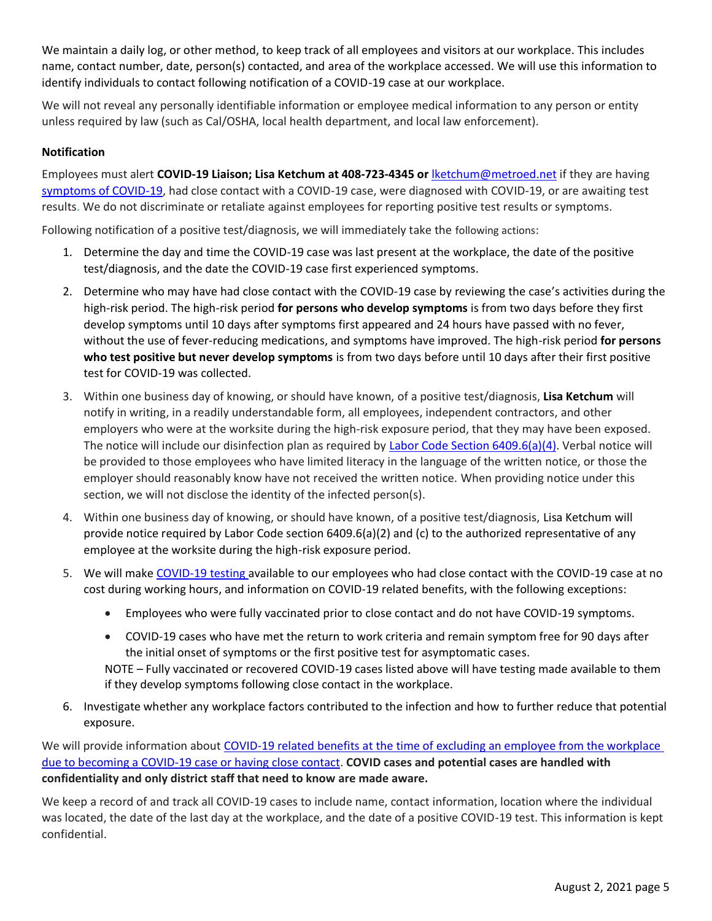We maintain a daily log, or other method, to keep track of all employees and visitors at our workplace. This includes name, contact number, date, person(s) contacted, and area of the workplace accessed. We will use this information to identify individuals to contact following notification of a COVID-19 case at our workplace.

We will not reveal any personally identifiable information or employee medical information to any person or entity unless required by law (such as Cal/OSHA, local health department, and local law enforcement).

#### Notification

Employees must alert **COVID-19 Liaison; Lisa Ketchum at 408-723-4345 or** lketchum@metroed.net if they are having symptoms of COVID-19, had close contact with a COVID-19 case, were diagnosed with COVID-19, or are awaiting test results. We do not discriminate or retaliate against employees for reporting positive test results or symptoms.

Following notification of a positive test/diagnosis, we will immediately take the following actions:

1. Determine the day and time the COVID-19 case was last present at the workplace, the date of the positive test/diagnosis, and the date the COVID-19 case first experienced symptoms.
2. Determine who may have had close contact with the COVID-19 case by reviewing the case's activities during the high-risk period. The high-risk period **for persons who develop symptoms** is from two days before they first develop symptoms until 10 days after symptoms first appeared and 24 hours have passed with no fever, without the use of fever-reducing medications, and symptoms have improved. The high-risk period **for persons who test positive but never develop symptoms** is from two days before until 10 days after their first positive test for COVID-19 was collected.
3. Within one business day of knowing, or should have known, of a positive test/diagnosis, **Lisa Ketchum** will notify in writing, in a readily understandable form, all employees, independent contractors, and other employers who were at the worksite during the high-risk exposure period, that they may have been exposed. The notice will include our disinfection plan as required by Labor Code Section 6409.6(a)(4). Verbal notice will be provided to those employees who have limited literacy in the language of the written notice, or those the employer should reasonably know have not received the written notice. When providing notice under this section, we will not disclose the identity of the infected person(s).
4. Within one business day of knowing, or should have known, of a positive test/diagnosis, Lisa Ketchum will provide notice required by Labor Code section 6409.6(a)(2) and (c) to the authorized representative of any employee at the worksite during the high-risk exposure period.
5. We will make COVID-19 testing available to our employees who had close contact with the COVID-19 case at no cost during working hours, and information on COVID-19 related benefits, with the following exceptions:
   - Employees who were fully vaccinated prior to close contact and do not have COVID-19 symptoms.
   - COVID-19 cases who have met the return to work criteria and remain symptom free for 90 days after the initial onset of symptoms or the first positive test for asymptomatic cases.

   NOTE – Fully vaccinated or recovered COVID-19 cases listed above will have testing made available to them if they develop symptoms following close contact in the workplace.
6. Investigate whether any workplace factors contributed to the infection and how to further reduce that potential exposure.

We will provide information about COVID-19 related benefits at the time of excluding an employee from the workplace due to becoming a COVID-19 case or having close contact. **COVID cases and potential cases are handled with confidentiality and only district staff that need to know are made aware.**

We keep a record of and track all COVID-19 cases to include name, contact information, location where the individual was located, the date of the last day at the workplace, and the date of a positive COVID-19 test. This information is kept confidential.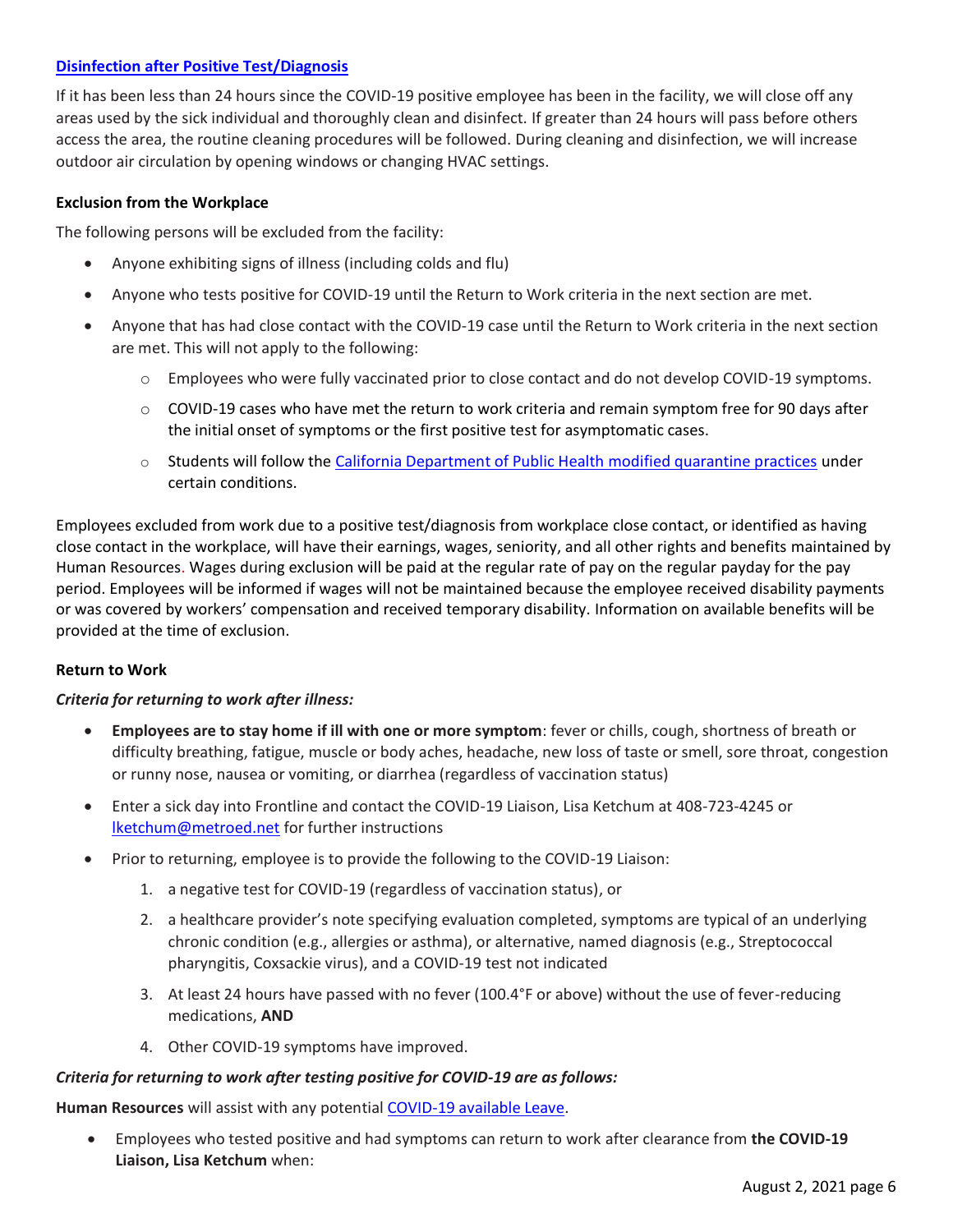### [Disinfection after Positive Test/Diagnosis](#)

If it has been less than 24 hours since the COVID-19 positive employee has been in the facility, we will close off any areas used by the sick individual and thoroughly clean and disinfect. If greater than 24 hours will pass before others access the area, the routine cleaning procedures will be followed. During cleaning and disinfection, we will increase outdoor air circulation by opening windows or changing HVAC settings.

**Exclusion from the Workplace**

The following persons will be excluded from the facility:

- Anyone exhibiting signs of illness (including colds and flu)
- Anyone who tests positive for COVID-19 until the Return to Work criteria in the next section are met.
- Anyone that has had close contact with the COVID-19 case until the Return to Work criteria in the next section are met. This will not apply to the following:
    - Employees who were fully vaccinated prior to close contact and do not develop COVID-19 symptoms.
    - COVID-19 cases who have met the return to work criteria and remain symptom free for 90 days after the initial onset of symptoms or the first positive test for asymptomatic cases.
    - Students will follow the [California Department of Public Health modified quarantine practices](#) under certain conditions.

Employees excluded from work due to a positive test/diagnosis from workplace close contact, or identified as having close contact in the workplace, will have their earnings, wages, seniority, and all other rights and benefits maintained by Human Resources. Wages during exclusion will be paid at the regular rate of pay on the regular payday for the pay period. Employees will be informed if wages will not be maintained because the employee received disability payments or was covered by workers' compensation and received temporary disability. Information on available benefits will be provided at the time of exclusion.

**Return to Work**

***Criteria for returning to work after illness:***

- **Employees are to stay home if ill with one or more symptom**: fever or chills, cough, shortness of breath or difficulty breathing, fatigue, muscle or body aches, headache, new loss of taste or smell, sore throat, congestion or runny nose, nausea or vomiting, or diarrhea (regardless of vaccination status)
- Enter a sick day into Frontline and contact the COVID-19 Liaison, Lisa Ketchum at 408-723-4245 or [lketchum@metroed.net](mailto:lketchum@metroed.net) for further instructions
- Prior to returning, employee is to provide the following to the COVID-19 Liaison:
    1. a negative test for COVID-19 (regardless of vaccination status), or
    2. a healthcare provider's note specifying evaluation completed, symptoms are typical of an underlying chronic condition (e.g., allergies or asthma), or alternative, named diagnosis (e.g., Streptococcal pharyngitis, Coxsackie virus), and a COVID-19 test not indicated
    3. At least 24 hours have passed with no fever (100.4°F or above) without the use of fever-reducing medications, **AND**
    4. Other COVID-19 symptoms have improved.

***Criteria for returning to work after testing positive for COVID-19 are as follows:***

**Human Resources** will assist with any potential [COVID-19 available Leave](#).

- Employees who tested positive and had symptoms can return to work after clearance from **the COVID-19 Liaison, Lisa Ketchum** when: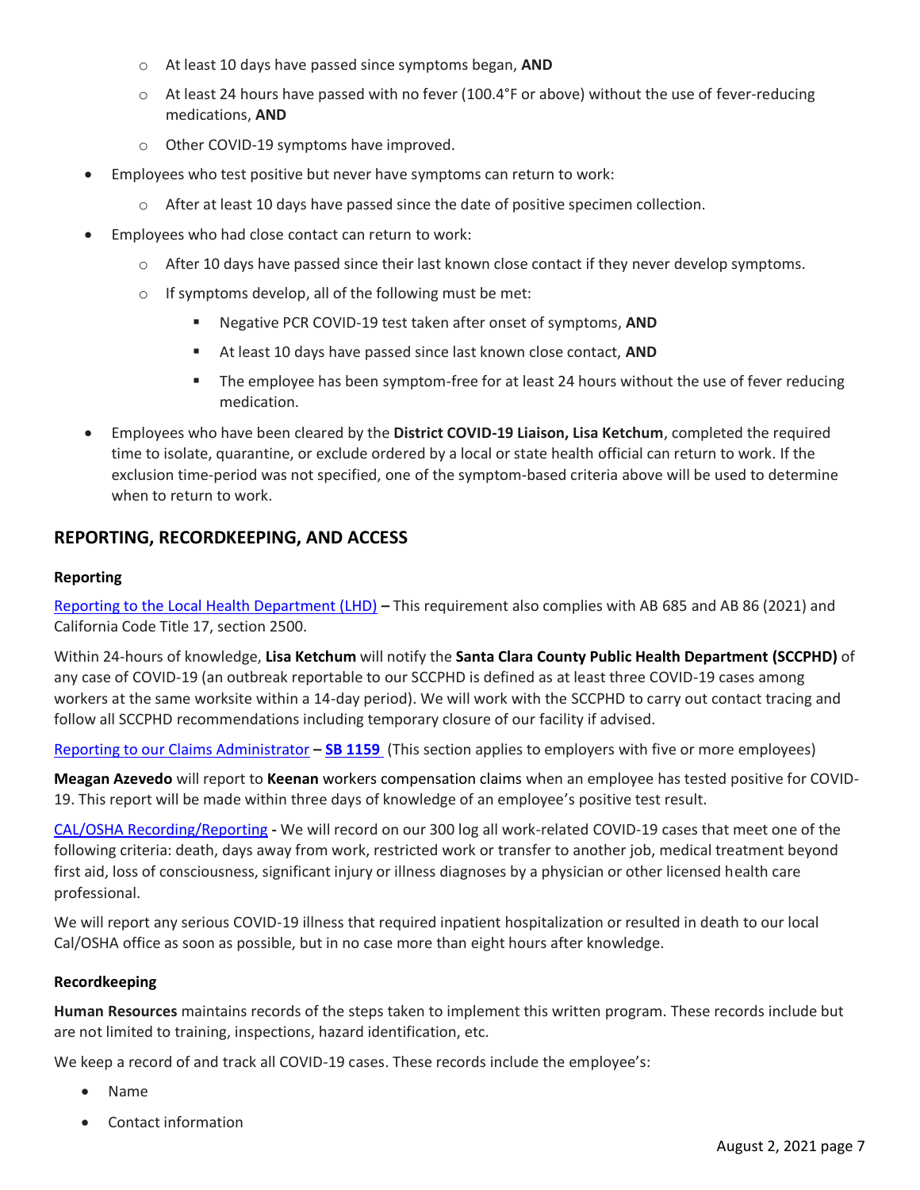- At least 10 days have passed since symptoms began, **AND**
  - At least 24 hours have passed with no fever (100.4°F or above) without the use of fever-reducing medications, **AND**
  - Other COVID-19 symptoms have improved.
- Employees who test positive but never have symptoms can return to work:
  - After at least 10 days have passed since the date of positive specimen collection.
- Employees who had close contact can return to work:
  - After 10 days have passed since their last known close contact if they never develop symptoms.
  - If symptoms develop, all of the following must be met:
    - Negative PCR COVID-19 test taken after onset of symptoms, **AND**
    - At least 10 days have passed since last known close contact, **AND**
    - The employee has been symptom-free for at least 24 hours without the use of fever reducing medication.
- Employees who have been cleared by the **District COVID-19 Liaison, Lisa Ketchum**, completed the required time to isolate, quarantine, or exclude ordered by a local or state health official can return to work. If the exclusion time-period was not specified, one of the symptom-based criteria above will be used to determine when to return to work.

## REPORTING, RECORDKEEPING, AND ACCESS

### Reporting

Reporting to the Local Health Department (LHD) **–** This requirement also complies with AB 685 and AB 86 (2021) and California Code Title 17, section 2500.

Within 24-hours of knowledge, **Lisa Ketchum** will notify the **Santa Clara County Public Health Department (SCCPHD)** of any case of COVID-19 (an outbreak reportable to our SCCPHD is defined as at least three COVID-19 cases among workers at the same worksite within a 14-day period). We will work with the SCCPHD to carry out contact tracing and follow all SCCPHD recommendations including temporary closure of our facility if advised.

Reporting to our Claims Administrator **– SB 1159** (This section applies to employers with five or more employees)

**Meagan Azevedo** will report to **Keenan** workers compensation claims when an employee has tested positive for COVID-19. This report will be made within three days of knowledge of an employee's positive test result.

CAL/OSHA Recording/Reporting **-** We will record on our 300 log all work-related COVID-19 cases that meet one of the following criteria: death, days away from work, restricted work or transfer to another job, medical treatment beyond first aid, loss of consciousness, significant injury or illness diagnoses by a physician or other licensed health care professional.

We will report any serious COVID-19 illness that required inpatient hospitalization or resulted in death to our local Cal/OSHA office as soon as possible, but in no case more than eight hours after knowledge.

### Recordkeeping

**Human Resources** maintains records of the steps taken to implement this written program. These records include but are not limited to training, inspections, hazard identification, etc.

We keep a record of and track all COVID-19 cases. These records include the employee's:

- Name
- Contact information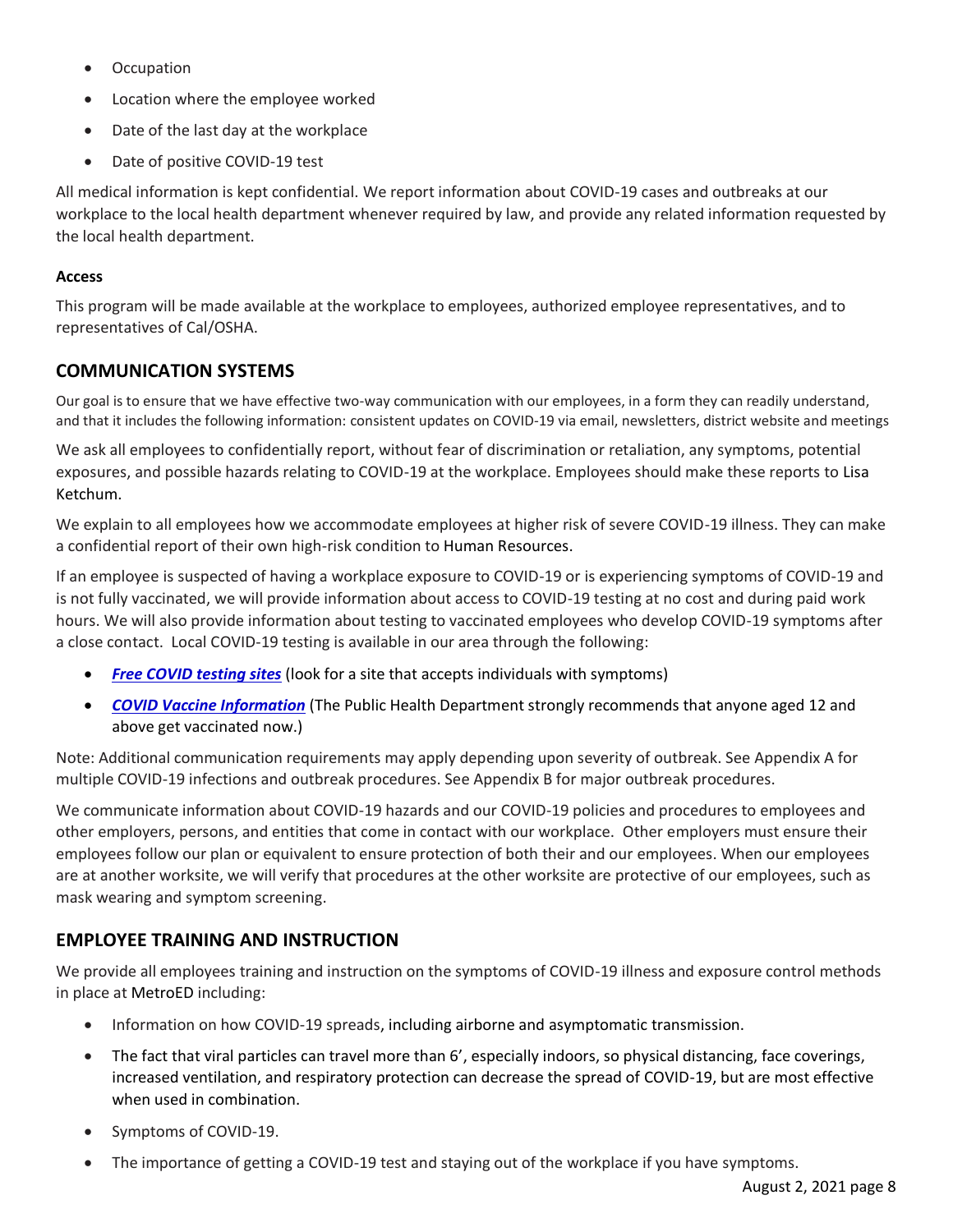- Occupation
- Location where the employee worked
- Date of the last day at the workplace
- Date of positive COVID-19 test

All medical information is kept confidential. We report information about COVID-19 cases and outbreaks at our workplace to the local health department whenever required by law, and provide any related information requested by the local health department.

**Access**

This program will be made available at the workplace to employees, authorized employee representatives, and to representatives of Cal/OSHA.

## COMMUNICATION SYSTEMS

Our goal is to ensure that we have effective two-way communication with our employees, in a form they can readily understand, and that it includes the following information: consistent updates on COVID-19 via email, newsletters, district website and meetings

We ask all employees to confidentially report, without fear of discrimination or retaliation, any symptoms, potential exposures, and possible hazards relating to COVID-19 at the workplace. Employees should make these reports to Lisa Ketchum.

We explain to all employees how we accommodate employees at higher risk of severe COVID-19 illness. They can make a confidential report of their own high-risk condition to Human Resources.

If an employee is suspected of having a workplace exposure to COVID-19 or is experiencing symptoms of COVID-19 and is not fully vaccinated, we will provide information about access to COVID-19 testing at no cost and during paid work hours. We will also provide information about testing to vaccinated employees who develop COVID-19 symptoms after a close contact. Local COVID-19 testing is available in our area through the following:

- ***Free COVID testing sites*** (look for a site that accepts individuals with symptoms)
- ***COVID Vaccine Information*** (The Public Health Department strongly recommends that anyone aged 12 and above get vaccinated now.)

Note: Additional communication requirements may apply depending upon severity of outbreak. See Appendix A for multiple COVID-19 infections and outbreak procedures. See Appendix B for major outbreak procedures.

We communicate information about COVID-19 hazards and our COVID-19 policies and procedures to employees and other employers, persons, and entities that come in contact with our workplace. Other employers must ensure their employees follow our plan or equivalent to ensure protection of both their and our employees. When our employees are at another worksite, we will verify that procedures at the other worksite are protective of our employees, such as mask wearing and symptom screening.

## EMPLOYEE TRAINING AND INSTRUCTION

We provide all employees training and instruction on the symptoms of COVID-19 illness and exposure control methods in place at MetroED including:

- Information on how COVID-19 spreads, including airborne and asymptomatic transmission.
- The fact that viral particles can travel more than 6', especially indoors, so physical distancing, face coverings, increased ventilation, and respiratory protection can decrease the spread of COVID-19, but are most effective when used in combination.
- Symptoms of COVID-19.
- The importance of getting a COVID-19 test and staying out of the workplace if you have symptoms.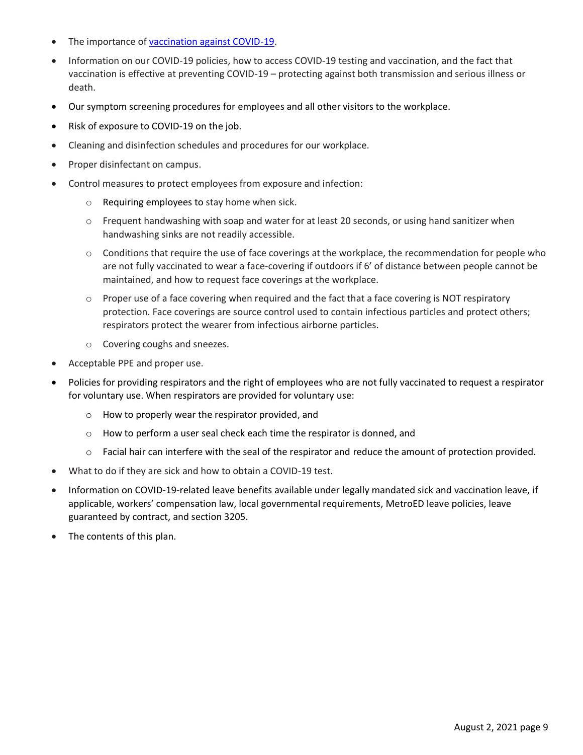- The importance of [vaccination against COVID-19](#).
- Information on our COVID-19 policies, how to access COVID-19 testing and vaccination, and the fact that vaccination is effective at preventing COVID-19 – protecting against both transmission and serious illness or death.
- Our symptom screening procedures for employees and all other visitors to the workplace.
- Risk of exposure to COVID-19 on the job.
- Cleaning and disinfection schedules and procedures for our workplace.
- Proper disinfectant on campus.
- Control measures to protect employees from exposure and infection:
  - Requiring employees to stay home when sick.
  - Frequent handwashing with soap and water for at least 20 seconds, or using hand sanitizer when handwashing sinks are not readily accessible.
  - Conditions that require the use of face coverings at the workplace, the recommendation for people who are not fully vaccinated to wear a face-covering if outdoors if 6' of distance between people cannot be maintained, and how to request face coverings at the workplace.
  - Proper use of a face covering when required and the fact that a face covering is NOT respiratory protection. Face coverings are source control used to contain infectious particles and protect others; respirators protect the wearer from infectious airborne particles.
  - Covering coughs and sneezes.
- Acceptable PPE and proper use.
- Policies for providing respirators and the right of employees who are not fully vaccinated to request a respirator for voluntary use. When respirators are provided for voluntary use:
  - How to properly wear the respirator provided, and
  - How to perform a user seal check each time the respirator is donned, and
  - Facial hair can interfere with the seal of the respirator and reduce the amount of protection provided.
- What to do if they are sick and how to obtain a COVID-19 test.
- Information on COVID-19-related leave benefits available under legally mandated sick and vaccination leave, if applicable, workers' compensation law, local governmental requirements, MetroED leave policies, leave guaranteed by contract, and section 3205.
- The contents of this plan.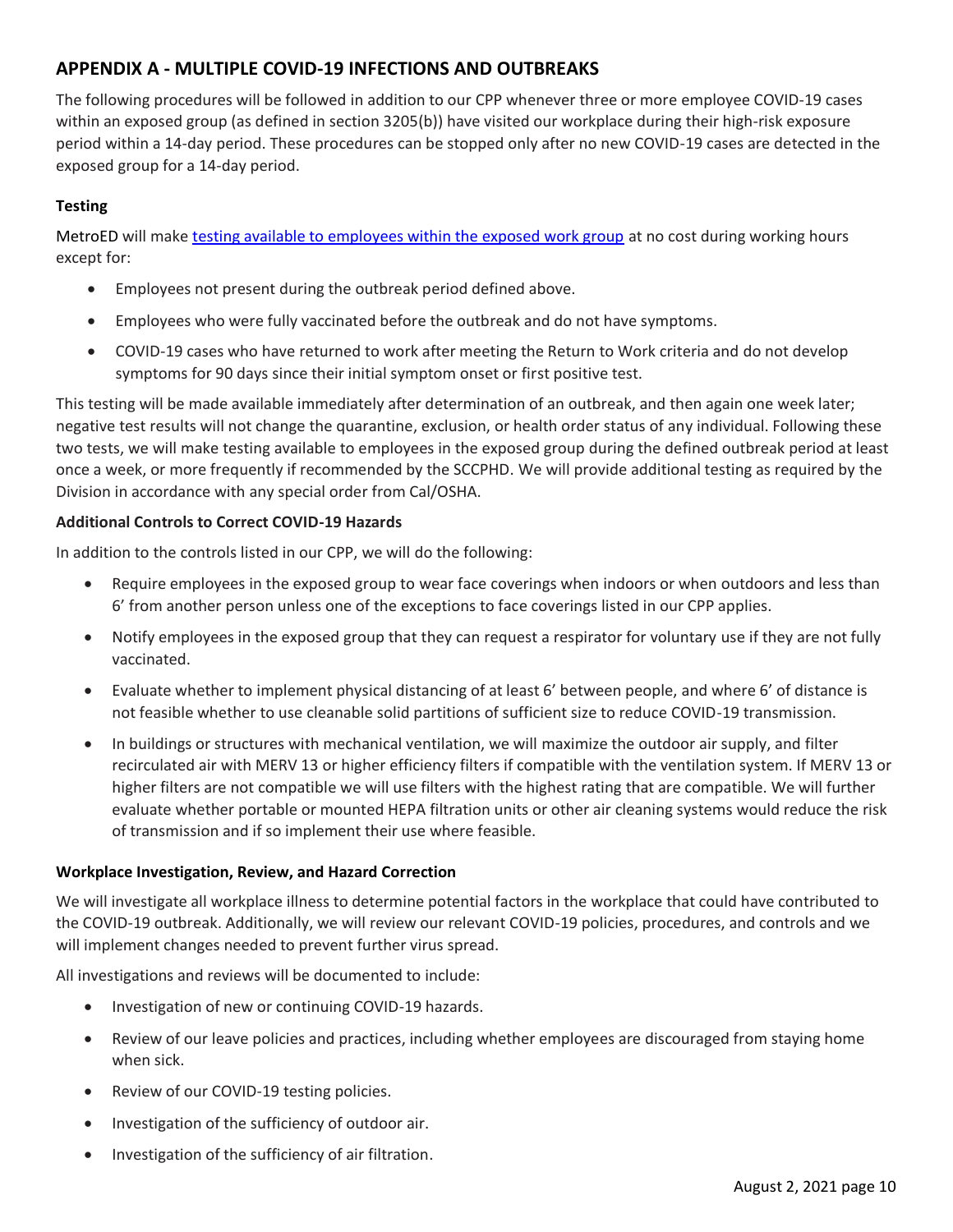## APPENDIX A - MULTIPLE COVID-19 INFECTIONS AND OUTBREAKS

The following procedures will be followed in addition to our CPP whenever three or more employee COVID-19 cases within an exposed group (as defined in section 3205(b)) have visited our workplace during their high-risk exposure period within a 14-day period. These procedures can be stopped only after no new COVID-19 cases are detected in the exposed group for a 14-day period.

### Testing

MetroED will make testing available to employees within the exposed work group at no cost during working hours except for:

- Employees not present during the outbreak period defined above.
- Employees who were fully vaccinated before the outbreak and do not have symptoms.
- COVID-19 cases who have returned to work after meeting the Return to Work criteria and do not develop symptoms for 90 days since their initial symptom onset or first positive test.

This testing will be made available immediately after determination of an outbreak, and then again one week later; negative test results will not change the quarantine, exclusion, or health order status of any individual. Following these two tests, we will make testing available to employees in the exposed group during the defined outbreak period at least once a week, or more frequently if recommended by the SCCPHD. We will provide additional testing as required by the Division in accordance with any special order from Cal/OSHA.

### Additional Controls to Correct COVID-19 Hazards

In addition to the controls listed in our CPP, we will do the following:

- Require employees in the exposed group to wear face coverings when indoors or when outdoors and less than 6' from another person unless one of the exceptions to face coverings listed in our CPP applies.
- Notify employees in the exposed group that they can request a respirator for voluntary use if they are not fully vaccinated.
- Evaluate whether to implement physical distancing of at least 6' between people, and where 6' of distance is not feasible whether to use cleanable solid partitions of sufficient size to reduce COVID-19 transmission.
- In buildings or structures with mechanical ventilation, we will maximize the outdoor air supply, and filter recirculated air with MERV 13 or higher efficiency filters if compatible with the ventilation system. If MERV 13 or higher filters are not compatible we will use filters with the highest rating that are compatible. We will further evaluate whether portable or mounted HEPA filtration units or other air cleaning systems would reduce the risk of transmission and if so implement their use where feasible.

### Workplace Investigation, Review, and Hazard Correction

We will investigate all workplace illness to determine potential factors in the workplace that could have contributed to the COVID-19 outbreak. Additionally, we will review our relevant COVID-19 policies, procedures, and controls and we will implement changes needed to prevent further virus spread.

All investigations and reviews will be documented to include:

- Investigation of new or continuing COVID-19 hazards.
- Review of our leave policies and practices, including whether employees are discouraged from staying home when sick.
- Review of our COVID-19 testing policies.
- Investigation of the sufficiency of outdoor air.
- Investigation of the sufficiency of air filtration.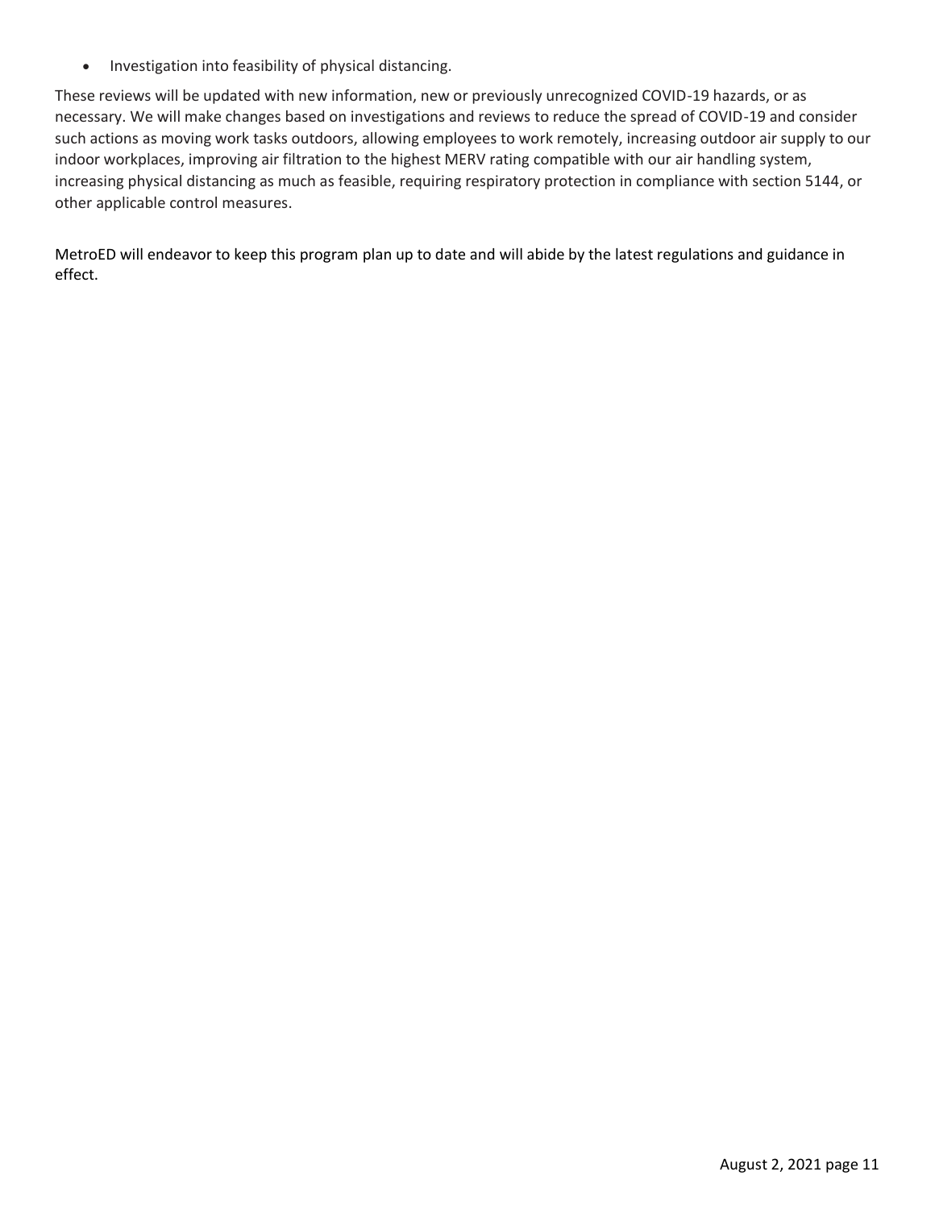- Investigation into feasibility of physical distancing.

These reviews will be updated with new information, new or previously unrecognized COVID-19 hazards, or as necessary. We will make changes based on investigations and reviews to reduce the spread of COVID-19 and consider such actions as moving work tasks outdoors, allowing employees to work remotely, increasing outdoor air supply to our indoor workplaces, improving air filtration to the highest MERV rating compatible with our air handling system, increasing physical distancing as much as feasible, requiring respiratory protection in compliance with section 5144, or other applicable control measures.

MetroED will endeavor to keep this program plan up to date and will abide by the latest regulations and guidance in effect.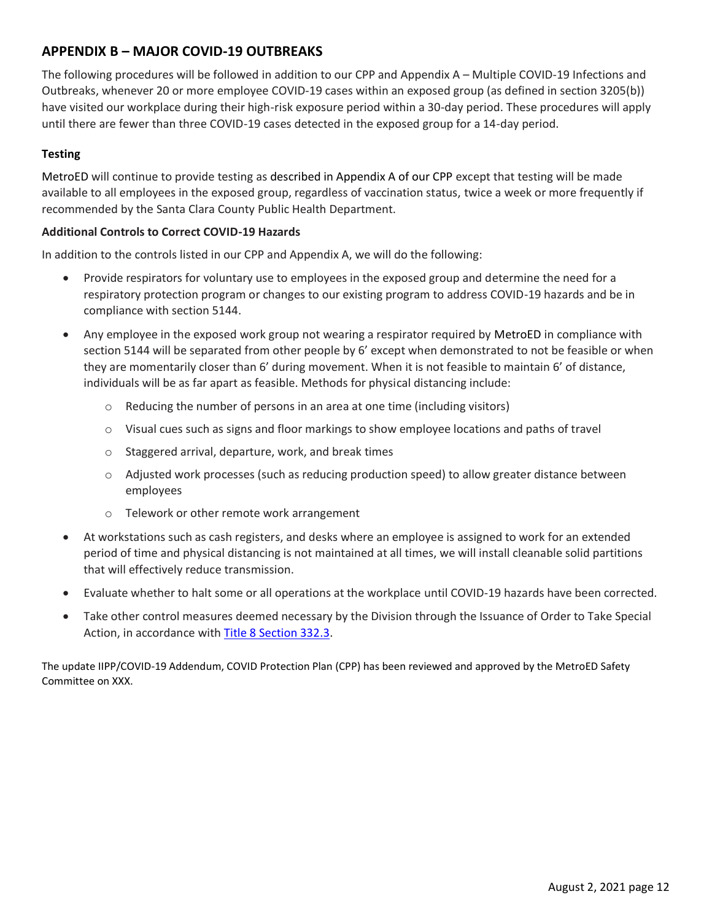## APPENDIX B – MAJOR COVID-19 OUTBREAKS

The following procedures will be followed in addition to our CPP and Appendix A – Multiple COVID-19 Infections and Outbreaks, whenever 20 or more employee COVID-19 cases within an exposed group (as defined in section 3205(b)) have visited our workplace during their high-risk exposure period within a 30-day period. These procedures will apply until there are fewer than three COVID-19 cases detected in the exposed group for a 14-day period.

### Testing

MetroED will continue to provide testing as described in Appendix A of our CPP except that testing will be made available to all employees in the exposed group, regardless of vaccination status, twice a week or more frequently if recommended by the Santa Clara County Public Health Department.

#### Additional Controls to Correct COVID-19 Hazards

In addition to the controls listed in our CPP and Appendix A, we will do the following:

- Provide respirators for voluntary use to employees in the exposed group and determine the need for a respiratory protection program or changes to our existing program to address COVID-19 hazards and be in compliance with section 5144.
- Any employee in the exposed work group not wearing a respirator required by MetroED in compliance with section 5144 will be separated from other people by 6' except when demonstrated to not be feasible or when they are momentarily closer than 6' during movement. When it is not feasible to maintain 6' of distance, individuals will be as far apart as feasible. Methods for physical distancing include:
  - Reducing the number of persons in an area at one time (including visitors)
  - Visual cues such as signs and floor markings to show employee locations and paths of travel
  - Staggered arrival, departure, work, and break times
  - Adjusted work processes (such as reducing production speed) to allow greater distance between employees
  - Telework or other remote work arrangement
- At workstations such as cash registers, and desks where an employee is assigned to work for an extended period of time and physical distancing is not maintained at all times, we will install cleanable solid partitions that will effectively reduce transmission.
- Evaluate whether to halt some or all operations at the workplace until COVID-19 hazards have been corrected.
- Take other control measures deemed necessary by the Division through the Issuance of Order to Take Special Action, in accordance with Title 8 Section 332.3.

The update IIPP/COVID-19 Addendum, COVID Protection Plan (CPP) has been reviewed and approved by the MetroED Safety Committee on XXX.